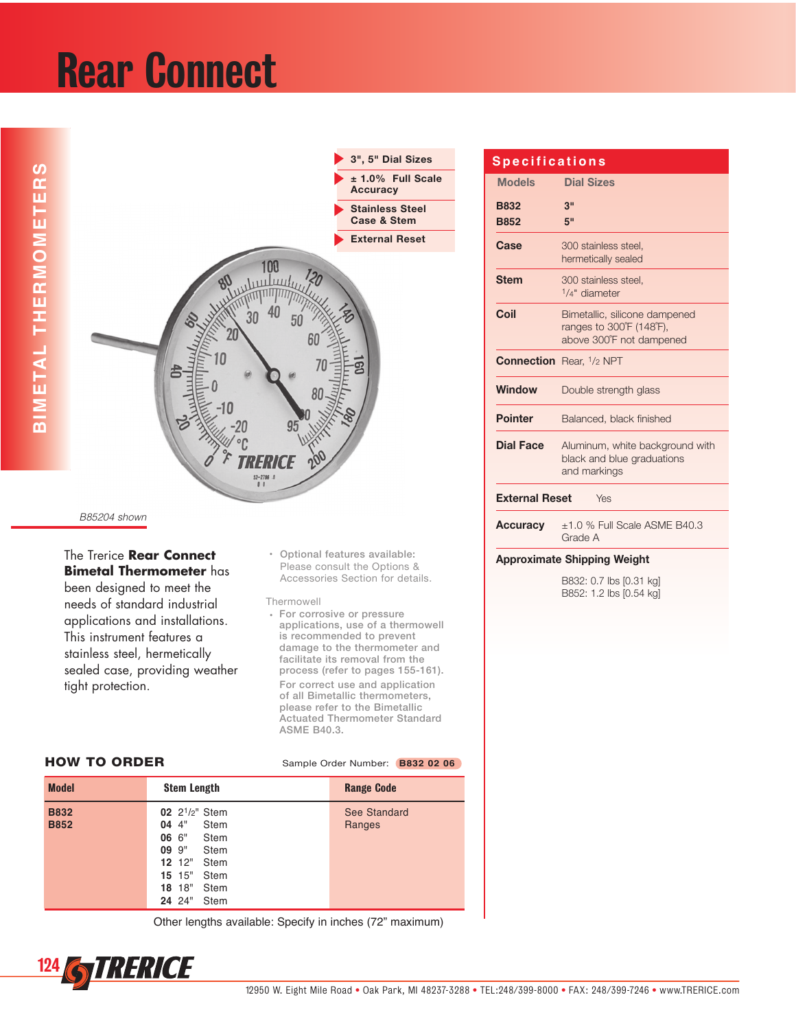# Rear Connect

BIMETAL THERMOMETERS

- 3", 5" Dial Sizes
- ± 1.0% Full Scale Accuracy
- Stainless Steel Case & Stem
- External Reset

*B85204 shown*

The Trerice **Rear Connect Bimetal Thermometer** has been designed to meet the needs of standard industrial applications and installations. This instrument features a stainless steel, hermetically sealed case, providing weather tight protection.

- Optional features available: Please consult the Options & Accessories Section for details.

Thermowell

- For corrosive or pressure applications, use of a thermowell is recommended to prevent damage to the thermometer and facilitate its removal from the process (refer to pages 155-161).

  For correct use and application of all Bimetallic thermometers, please refer to the Bimetallic Actuated Thermometer Standard ASME B40.3.

## Specifications

| Models | Dial Sizes |
|---|---|
| **B832** | **3"** |
| **B852** | **5"** |
| **Case** | 300 stainless steel, hermetically sealed |
| **Stem** | 300 stainless steel, 1/4" diameter |
| **Coil** | Bimetallic, silicone dampened ranges to 300˚F (148˚F), above 300˚F not dampened |
| **Connection** | Rear, 1/2 NPT |
| **Window** | Double strength glass |
| **Pointer** | Balanced, black finished |
| **Dial Face** | Aluminum, white background with black and blue graduations and markings |
| **External Reset** | Yes |
| **Accuracy** | ±1.0 % Full Scale ASME B40.3 Grade A |

**Approximate Shipping Weight**

B832: 0.7 lbs [0.31 kg]
B852: 1.2 lbs [0.54 kg]

## HOW TO ORDER

Sample Order Number: **B832 02 06**

| Model | Stem Length | Range Code |
|---|---|---|
| **B832**<br>**B852** | **02** 2 1/2" Stem<br>**04** 4" Stem<br>**06** 6" Stem<br>**09** 9" Stem<br>**12** 12" Stem<br>**15** 15" Stem<br>**18** 18" Stem<br>**24** 24" Stem | See Standard Ranges |

Other lengths available: Specify in inches (72" maximum)

12950 W. Eight Mile Road • Oak Park, MI 48237-3288 • TEL:248/399-8000 • FAX: 248/399-7246 • www.TRERICE.com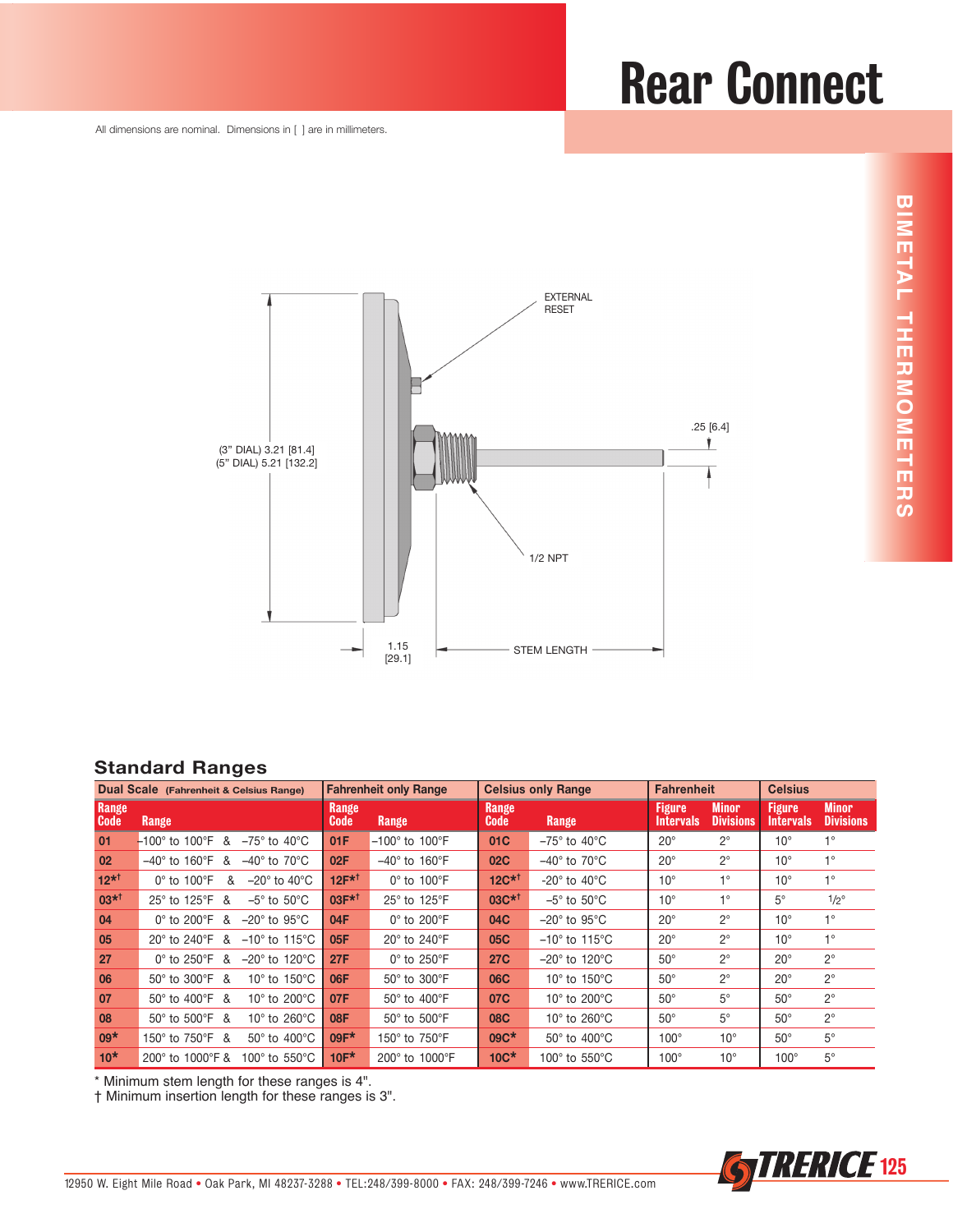# Rear Connect

All dimensions are nominal. Dimensions in [ ] are in millimeters.

EXTERNAL RESET

.25 [6.4]

(3" DIAL) 3.21 [81.4]
(5" DIAL) 5.21 [132.2]

1/2 NPT

1.15
[29.1]

STEM LENGTH

## Standard Ranges

| Dual Scale (Fahrenheit & Celsius Range) | | Fahrenheit only Range | | Celsius only Range | | Fahrenheit | | Celsius | |
|---|---|---|---|---|---|---|---|---|---|
| Range Code | Range | Range Code | Range | Range Code | Range | Figure Intervals | Minor Divisions | Figure Intervals | Minor Divisions |
| 01 | –100° to 100°F & –75° to 40°C | 01F | –100° to 100°F | 01C | –75° to 40°C | 20° | 2° | 10° | 1° |
| 02 | –40° to 160°F & –40° to 70°C | 02F | –40° to 160°F | 02C | –40° to 70°C | 20° | 2° | 10° | 1° |
| 12*† | 0° to 100°F & –20° to 40°C | 12F*† | 0° to 100°F | 12C*† | -20° to 40°C | 10° | 1° | 10° | 1° |
| 03*† | 25° to 125°F & –5° to 50°C | 03F*† | 25° to 125°F | 03C*† | –5° to 50°C | 10° | 1° | 5° | 1/2° |
| 04 | 0° to 200°F & –20° to 95°C | 04F | 0° to 200°F | 04C | –20° to 95°C | 20° | 2° | 10° | 1° |
| 05 | 20° to 240°F & –10° to 115°C | 05F | 20° to 240°F | 05C | –10° to 115°C | 20° | 2° | 10° | 1° |
| 27 | 0° to 250°F & –20° to 120°C | 27F | 0° to 250°F | 27C | –20° to 120°C | 50° | 2° | 20° | 2° |
| 06 | 50° to 300°F & 10° to 150°C | 06F | 50° to 300°F | 06C | 10° to 150°C | 50° | 2° | 20° | 2° |
| 07 | 50° to 400°F & 10° to 200°C | 07F | 50° to 400°F | 07C | 10° to 200°C | 50° | 5° | 50° | 2° |
| 08 | 50° to 500°F & 10° to 260°C | 08F | 50° to 500°F | 08C | 10° to 260°C | 50° | 5° | 50° | 2° |
| 09* | 150° to 750°F & 50° to 400°C | 09F* | 150° to 750°F | 09C* | 50° to 400°C | 100° | 10° | 50° | 5° |
| 10* | 200° to 1000°F & 100° to 550°C | 10F* | 200° to 1000°F | 10C* | 100° to 550°C | 100° | 10° | 100° | 5° |

* Minimum stem length for these ranges is 4".
† Minimum insertion length for these ranges is 3".

12950 W. Eight Mile Road • Oak Park, MI 48237-3288 • TEL:248/399-8000 • FAX: 248/399-7246 • www.TRERICE.com